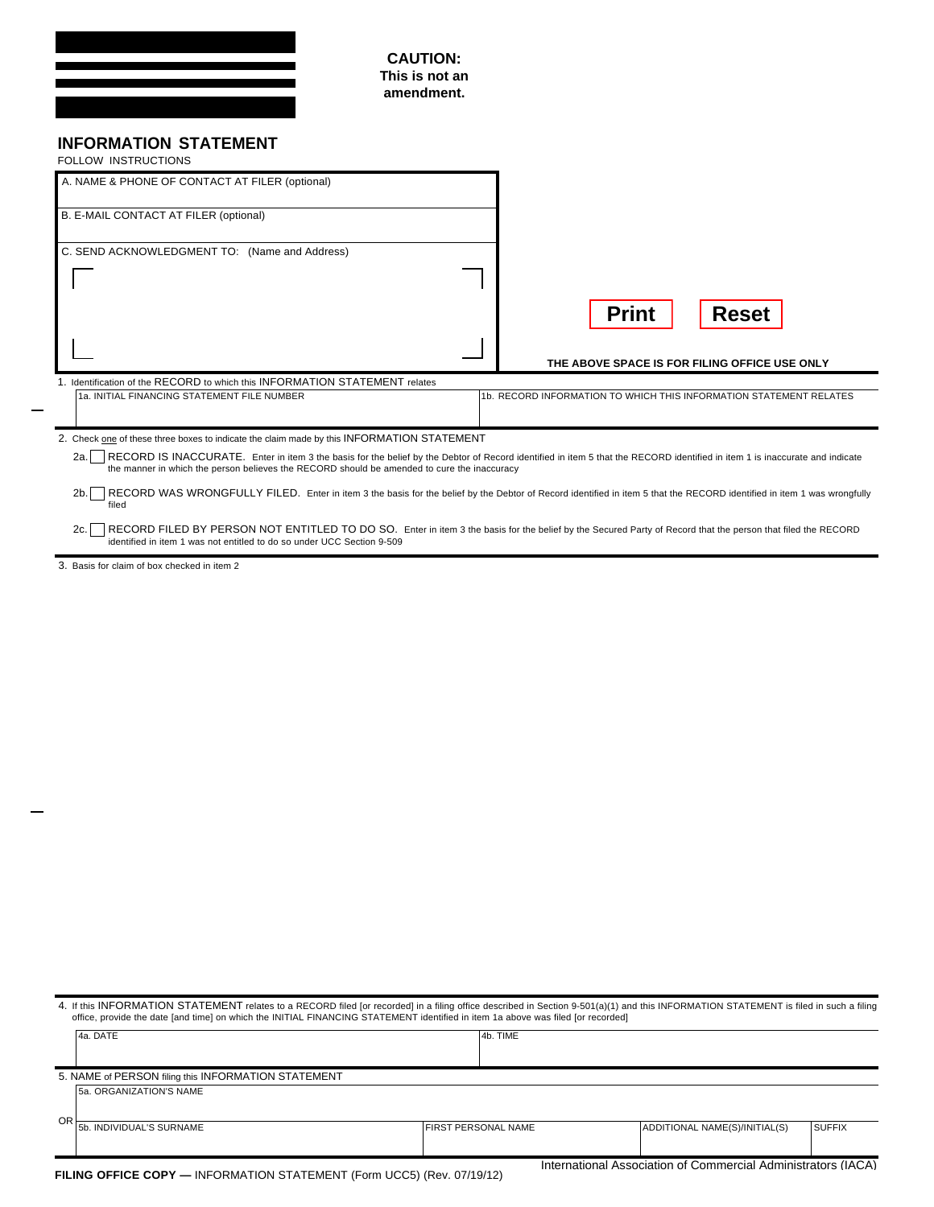**CAUTION:**
**This is not an amendment.**

# INFORMATION STATEMENT

FOLLOW INSTRUCTIONS

A. NAME & PHONE OF CONTACT AT FILER (optional)

B. E-MAIL CONTACT AT FILER (optional)

C. SEND ACKNOWLEDGMENT TO: (Name and Address)

Print | Reset

**THE ABOVE SPACE IS FOR FILING OFFICE USE ONLY**

1. Identification of the RECORD to which this INFORMATION STATEMENT relates

| 1a. INITIAL FINANCING STATEMENT FILE NUMBER | 1b. RECORD INFORMATION TO WHICH THIS INFORMATION STATEMENT RELATES |
| --- | --- |
| | |

2. Check one of these three boxes to indicate the claim made by this INFORMATION STATEMENT

2a. ☐ RECORD IS INACCURATE. Enter in item 3 the basis for the belief by the Debtor of Record identified in item 5 that the RECORD identified in item 1 is inaccurate and indicate the manner in which the person believes the RECORD should be amended to cure the inaccuracy

2b. ☐ RECORD WAS WRONGFULLY FILED. Enter in item 3 the basis for the belief by the Debtor of Record identified in item 5 that the RECORD identified in item 1 was wrongfully filed

2c. ☐ RECORD FILED BY PERSON NOT ENTITLED TO DO SO. Enter in item 3 the basis for the belief by the Secured Party of Record that the person that filed the RECORD identified in item 1 was not entitled to do so under UCC Section 9-509

3. Basis for claim of box checked in item 2

4. If this INFORMATION STATEMENT relates to a RECORD filed [or recorded] in a filing office described in Section 9-501(a)(1) and this INFORMATION STATEMENT is filed in such a filing office, provide the date [and time] on which the INITIAL FINANCING STATEMENT identified in item 1a above was filed [or recorded]

| 4a. DATE | 4b. TIME |
| --- | --- |
| | |

5. NAME of PERSON filing this INFORMATION STATEMENT

| 5a. ORGANIZATION'S NAME | | | |
| --- | --- | --- | --- |
| | | | |

OR

| 5b. INDIVIDUAL'S SURNAME | FIRST PERSONAL NAME | ADDITIONAL NAME(S)/INITIAL(S) | SUFFIX |
| --- | --- | --- | --- |
| | | | |

**FILING OFFICE COPY —** INFORMATION STATEMENT (Form UCC5) (Rev. 07/19/12)

International Association of Commercial Administrators (IACA)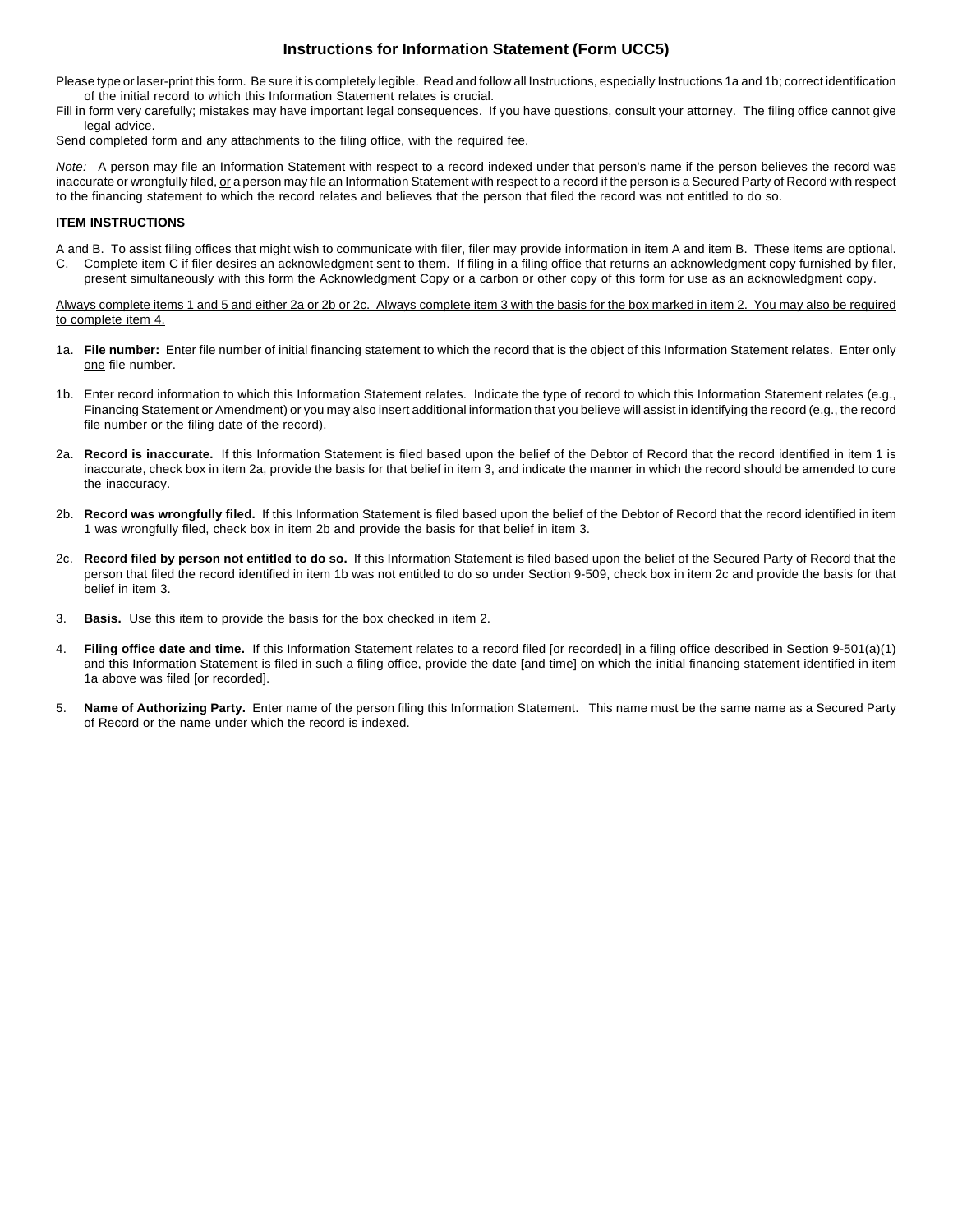# Instructions for Information Statement (Form UCC5)

Please type or laser-print this form. Be sure it is completely legible. Read and follow all Instructions, especially Instructions 1a and 1b; correct identification of the initial record to which this Information Statement relates is crucial.

Fill in form very carefully; mistakes may have important legal consequences. If you have questions, consult your attorney. The filing office cannot give legal advice.

Send completed form and any attachments to the filing office, with the required fee.

*Note:* A person may file an Information Statement with respect to a record indexed under that person's name if the person believes the record was inaccurate or wrongfully filed, <u>or</u> a person may file an Information Statement with respect to a record if the person is a Secured Party of Record with respect to the financing statement to which the record relates and believes that the person that filed the record was not entitled to do so.

**ITEM INSTRUCTIONS**

A and B. To assist filing offices that might wish to communicate with filer, filer may provide information in item A and item B. These items are optional.

C. Complete item C if filer desires an acknowledgment sent to them. If filing in a filing office that returns an acknowledgment copy furnished by filer, present simultaneously with this form the Acknowledgment Copy or a carbon or other copy of this form for use as an acknowledgment copy.

<u>Always complete items 1 and 5 and either 2a or 2b or 2c. Always complete item 3 with the basis for the box marked in item 2. You may also be required to complete item 4.</u>

1a. **File number:** Enter file number of initial financing statement to which the record that is the object of this Information Statement relates. Enter only <u>one</u> file number.

1b. Enter record information to which this Information Statement relates. Indicate the type of record to which this Information Statement relates (e.g., Financing Statement or Amendment) or you may also insert additional information that you believe will assist in identifying the record (e.g., the record file number or the filing date of the record).

2a. **Record is inaccurate.** If this Information Statement is filed based upon the belief of the Debtor of Record that the record identified in item 1 is inaccurate, check box in item 2a, provide the basis for that belief in item 3, and indicate the manner in which the record should be amended to cure the inaccuracy.

2b. **Record was wrongfully filed.** If this Information Statement is filed based upon the belief of the Debtor of Record that the record identified in item 1 was wrongfully filed, check box in item 2b and provide the basis for that belief in item 3.

2c. **Record filed by person not entitled to do so.** If this Information Statement is filed based upon the belief of the Secured Party of Record that the person that filed the record identified in item 1b was not entitled to do so under Section 9-509, check box in item 2c and provide the basis for that belief in item 3.

3. **Basis.** Use this item to provide the basis for the box checked in item 2.

4. **Filing office date and time.** If this Information Statement relates to a record filed [or recorded] in a filing office described in Section 9-501(a)(1) and this Information Statement is filed in such a filing office, provide the date [and time] on which the initial financing statement identified in item 1a above was filed [or recorded].

5. **Name of Authorizing Party.** Enter name of the person filing this Information Statement. This name must be the same name as a Secured Party of Record or the name under which the record is indexed.